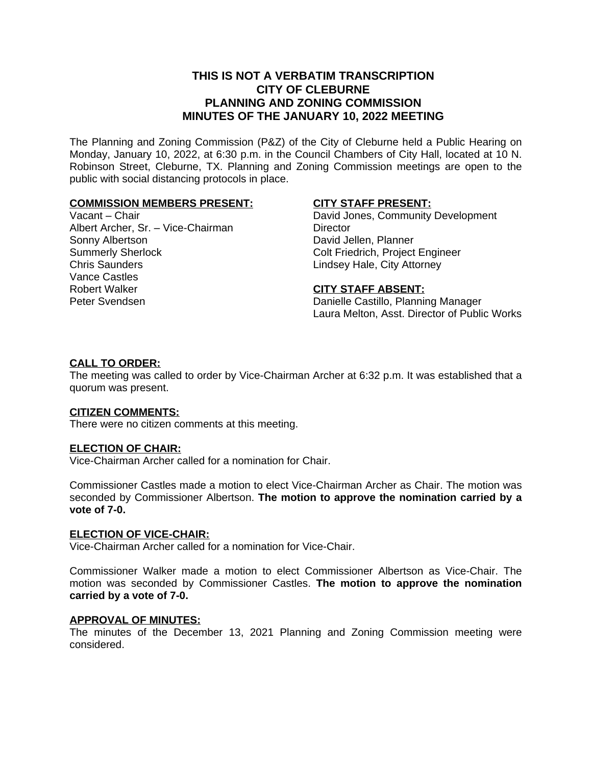# THIS IS NOT A VERBATIM TRANSCRIPTION
# CITY OF CLEBURNE
# PLANNING AND ZONING COMMISSION
# MINUTES OF THE JANUARY 10, 2022 MEETING

The Planning and Zoning Commission (P&Z) of the City of Cleburne held a Public Hearing on Monday, January 10, 2022, at 6:30 p.m. in the Council Chambers of City Hall, located at 10 N. Robinson Street, Cleburne, TX. Planning and Zoning Commission meetings are open to the public with social distancing protocols in place.

**COMMISSION MEMBERS PRESENT:**

Vacant – Chair
Albert Archer, Sr. – Vice-Chairman
Sonny Albertson
Summerly Sherlock
Chris Saunders
Vance Castles
Robert Walker
Peter Svendsen

**CITY STAFF PRESENT:**

David Jones, Community Development Director
David Jellen, Planner
Colt Friedrich, Project Engineer
Lindsey Hale, City Attorney

**CITY STAFF ABSENT:**

Danielle Castillo, Planning Manager
Laura Melton, Asst. Director of Public Works

**CALL TO ORDER:**

The meeting was called to order by Vice-Chairman Archer at 6:32 p.m. It was established that a quorum was present.

**CITIZEN COMMENTS:**

There were no citizen comments at this meeting.

**ELECTION OF CHAIR:**

Vice-Chairman Archer called for a nomination for Chair.

Commissioner Castles made a motion to elect Vice-Chairman Archer as Chair. The motion was seconded by Commissioner Albertson. **The motion to approve the nomination carried by a vote of 7-0.**

**ELECTION OF VICE-CHAIR:**

Vice-Chairman Archer called for a nomination for Vice-Chair.

Commissioner Walker made a motion to elect Commissioner Albertson as Vice-Chair. The motion was seconded by Commissioner Castles. **The motion to approve the nomination carried by a vote of 7-0.**

**APPROVAL OF MINUTES:**

The minutes of the December 13, 2021 Planning and Zoning Commission meeting were considered.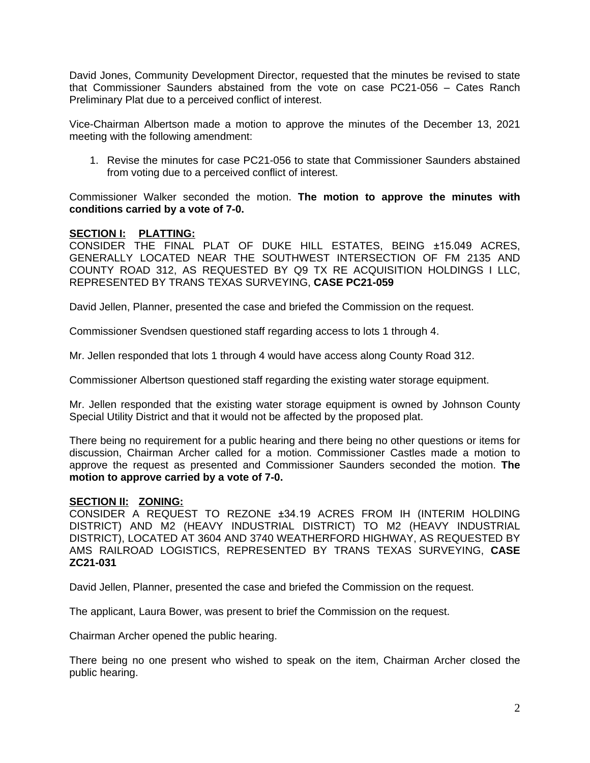David Jones, Community Development Director, requested that the minutes be revised to state that Commissioner Saunders abstained from the vote on case PC21-056 – Cates Ranch Preliminary Plat due to a perceived conflict of interest.

Vice-Chairman Albertson made a motion to approve the minutes of the December 13, 2021 meeting with the following amendment:

1. Revise the minutes for case PC21-056 to state that Commissioner Saunders abstained from voting due to a perceived conflict of interest.

Commissioner Walker seconded the motion. **The motion to approve the minutes with conditions carried by a vote of 7-0.**

**SECTION I: PLATTING:**
CONSIDER THE FINAL PLAT OF DUKE HILL ESTATES, BEING ±15.049 ACRES, GENERALLY LOCATED NEAR THE SOUTHWEST INTERSECTION OF FM 2135 AND COUNTY ROAD 312, AS REQUESTED BY Q9 TX RE ACQUISITION HOLDINGS I LLC, REPRESENTED BY TRANS TEXAS SURVEYING, **CASE PC21-059**

David Jellen, Planner, presented the case and briefed the Commission on the request.

Commissioner Svendsen questioned staff regarding access to lots 1 through 4.

Mr. Jellen responded that lots 1 through 4 would have access along County Road 312.

Commissioner Albertson questioned staff regarding the existing water storage equipment.

Mr. Jellen responded that the existing water storage equipment is owned by Johnson County Special Utility District and that it would not be affected by the proposed plat.

There being no requirement for a public hearing and there being no other questions or items for discussion, Chairman Archer called for a motion. Commissioner Castles made a motion to approve the request as presented and Commissioner Saunders seconded the motion. **The motion to approve carried by a vote of 7-0.**

**SECTION II: ZONING:**
CONSIDER A REQUEST TO REZONE ±34.19 ACRES FROM IH (INTERIM HOLDING DISTRICT) AND M2 (HEAVY INDUSTRIAL DISTRICT) TO M2 (HEAVY INDUSTRIAL DISTRICT), LOCATED AT 3604 AND 3740 WEATHERFORD HIGHWAY, AS REQUESTED BY AMS RAILROAD LOGISTICS, REPRESENTED BY TRANS TEXAS SURVEYING, **CASE ZC21-031**

David Jellen, Planner, presented the case and briefed the Commission on the request.

The applicant, Laura Bower, was present to brief the Commission on the request.

Chairman Archer opened the public hearing.

There being no one present who wished to speak on the item, Chairman Archer closed the public hearing.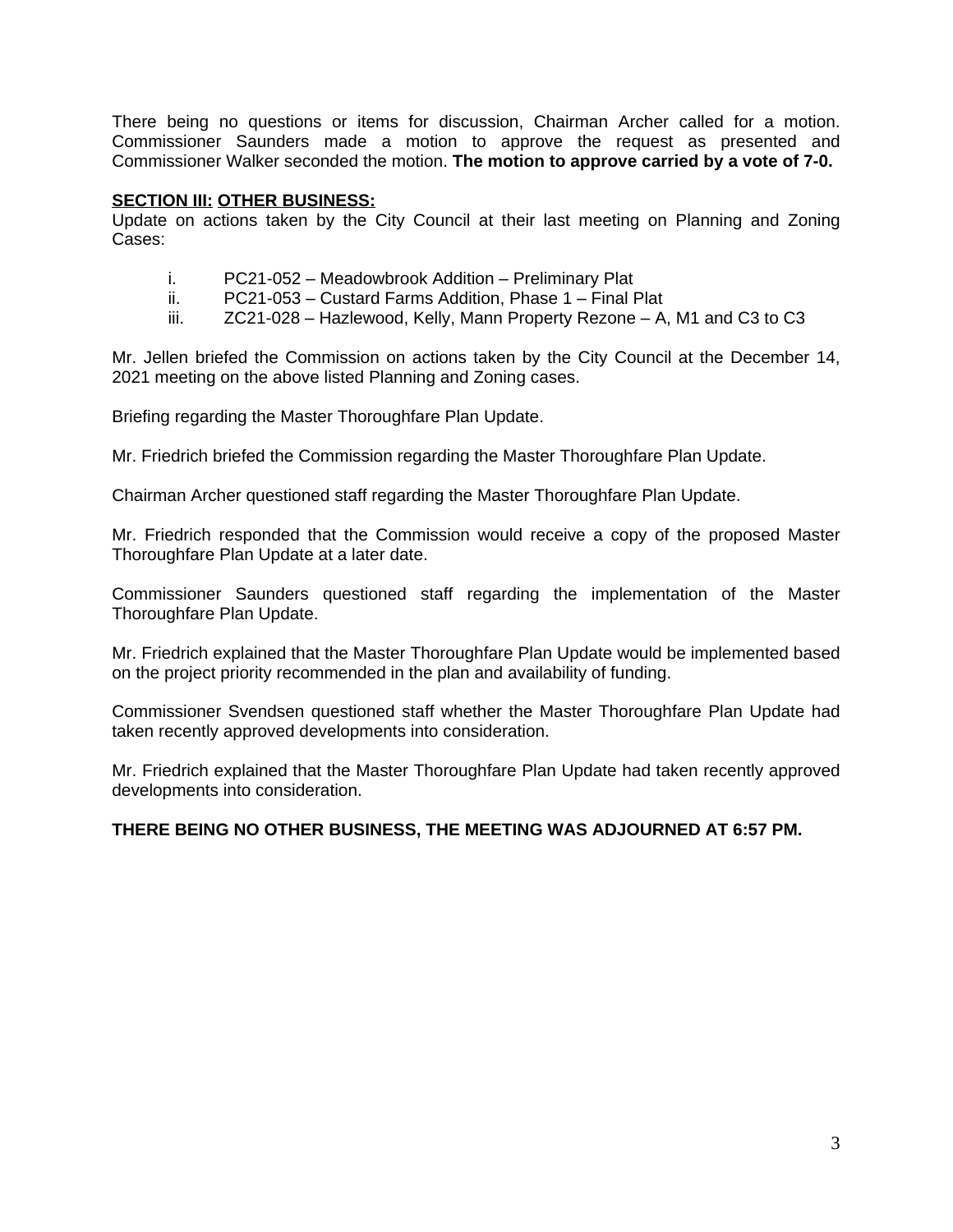There being no questions or items for discussion, Chairman Archer called for a motion. Commissioner Saunders made a motion to approve the request as presented and Commissioner Walker seconded the motion. **The motion to approve carried by a vote of 7-0.**

**SECTION III: OTHER BUSINESS:**

Update on actions taken by the City Council at their last meeting on Planning and Zoning Cases:

- i. PC21-052 – Meadowbrook Addition – Preliminary Plat
- ii. PC21-053 – Custard Farms Addition, Phase 1 – Final Plat
- iii. ZC21-028 – Hazlewood, Kelly, Mann Property Rezone – A, M1 and C3 to C3

Mr. Jellen briefed the Commission on actions taken by the City Council at the December 14, 2021 meeting on the above listed Planning and Zoning cases.

Briefing regarding the Master Thoroughfare Plan Update.

Mr. Friedrich briefed the Commission regarding the Master Thoroughfare Plan Update.

Chairman Archer questioned staff regarding the Master Thoroughfare Plan Update.

Mr. Friedrich responded that the Commission would receive a copy of the proposed Master Thoroughfare Plan Update at a later date.

Commissioner Saunders questioned staff regarding the implementation of the Master Thoroughfare Plan Update.

Mr. Friedrich explained that the Master Thoroughfare Plan Update would be implemented based on the project priority recommended in the plan and availability of funding.

Commissioner Svendsen questioned staff whether the Master Thoroughfare Plan Update had taken recently approved developments into consideration.

Mr. Friedrich explained that the Master Thoroughfare Plan Update had taken recently approved developments into consideration.

**THERE BEING NO OTHER BUSINESS, THE MEETING WAS ADJOURNED AT 6:57 PM.**